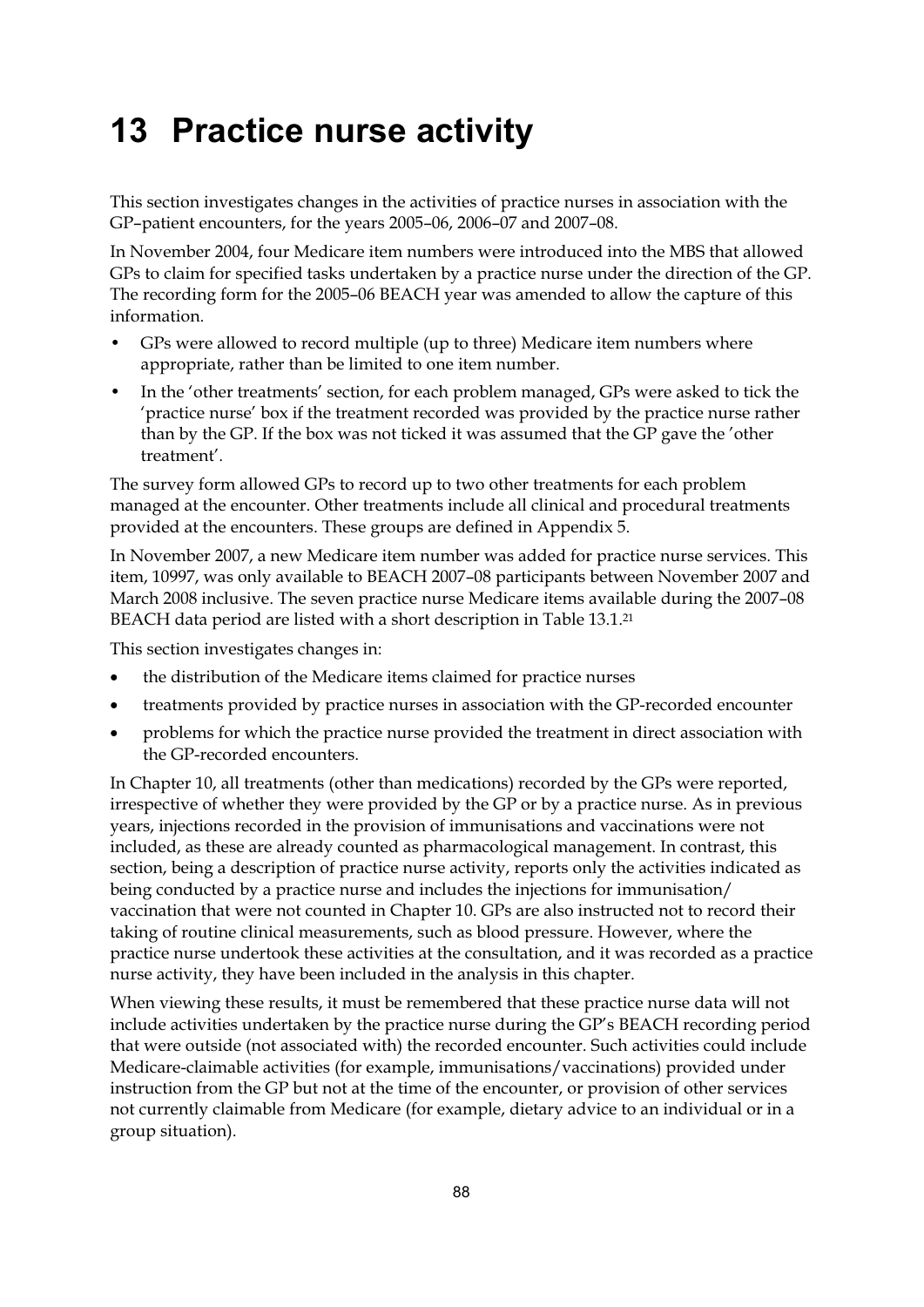# 13 Practice nurse activity

This section investigates changes in the activities of practice nurses in association with the GP–patient encounters, for the years 2005–06, 2006–07 and 2007–08.

In November 2004, four Medicare item numbers were introduced into the MBS that allowed GPs to claim for specified tasks undertaken by a practice nurse under the direction of the GP. The recording form for the 2005–06 BEACH year was amended to allow the capture of this information.

- GPs were allowed to record multiple (up to three) Medicare item numbers where appropriate, rather than be limited to one item number.
- In the 'other treatments' section, for each problem managed, GPs were asked to tick the 'practice nurse' box if the treatment recorded was provided by the practice nurse rather than by the GP. If the box was not ticked it was assumed that the GP gave the 'other treatment'.

The survey form allowed GPs to record up to two other treatments for each problem managed at the encounter. Other treatments include all clinical and procedural treatments provided at the encounters. These groups are defined in Appendix 5.

In November 2007, a new Medicare item number was added for practice nurse services. This item, 10997, was only available to BEACH 2007–08 participants between November 2007 and March 2008 inclusive. The seven practice nurse Medicare items available during the 2007–08 BEACH data period are listed with a short description in Table 13.1.[21]

This section investigates changes in:

- the distribution of the Medicare items claimed for practice nurses
- treatments provided by practice nurses in association with the GP-recorded encounter
- problems for which the practice nurse provided the treatment in direct association with the GP-recorded encounters.

In Chapter 10, all treatments (other than medications) recorded by the GPs were reported, irrespective of whether they were provided by the GP or by a practice nurse. As in previous years, injections recorded in the provision of immunisations and vaccinations were not included, as these are already counted as pharmacological management. In contrast, this section, being a description of practice nurse activity, reports only the activities indicated as being conducted by a practice nurse and includes the injections for immunisation/vaccination that were not counted in Chapter 10. GPs are also instructed not to record their taking of routine clinical measurements, such as blood pressure. However, where the practice nurse undertook these activities at the consultation, and it was recorded as a practice nurse activity, they have been included in the analysis in this chapter.

When viewing these results, it must be remembered that these practice nurse data will not include activities undertaken by the practice nurse during the GP's BEACH recording period that were outside (not associated with) the recorded encounter. Such activities could include Medicare-claimable activities (for example, immunisations/vaccinations) provided under instruction from the GP but not at the time of the encounter, or provision of other services not currently claimable from Medicare (for example, dietary advice to an individual or in a group situation).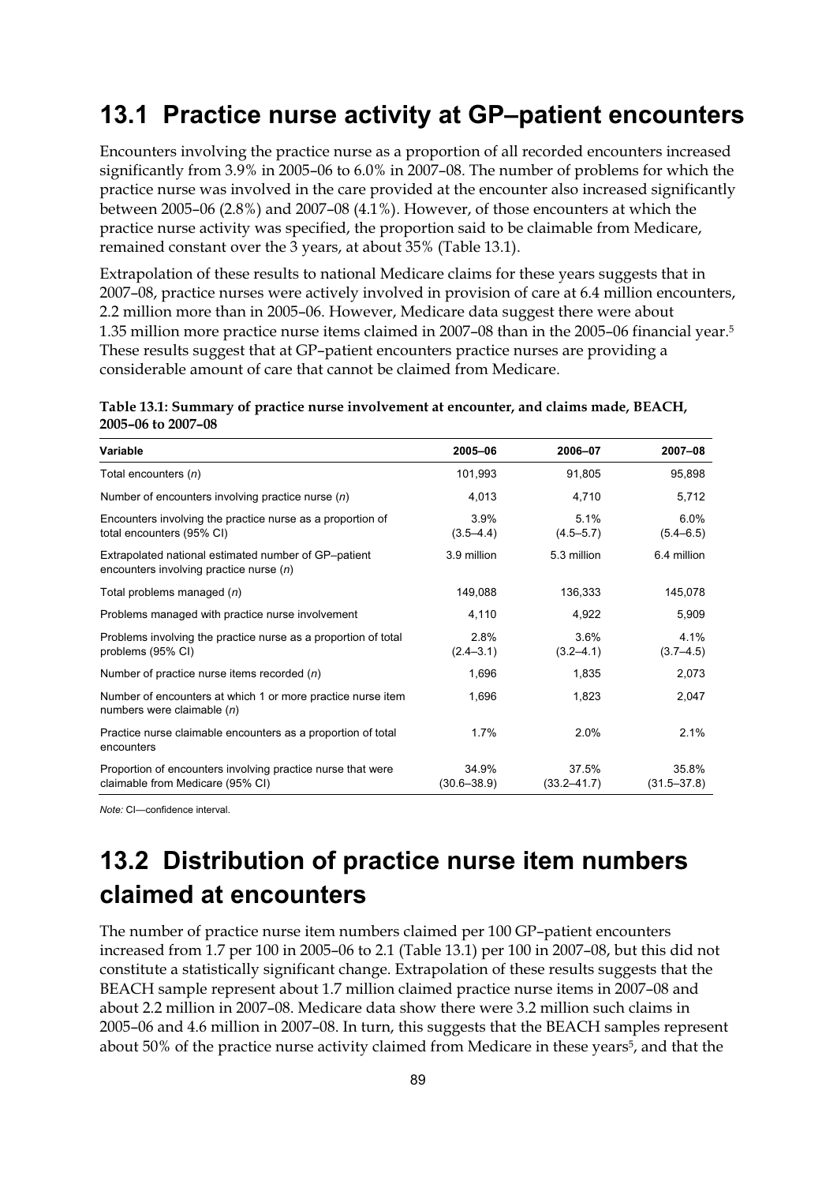## 13.1 Practice nurse activity at GP–patient encounters

Encounters involving the practice nurse as a proportion of all recorded encounters increased significantly from 3.9% in 2005–06 to 6.0% in 2007–08. The number of problems for which the practice nurse was involved in the care provided at the encounter also increased significantly between 2005–06 (2.8%) and 2007–08 (4.1%). However, of those encounters at which the practice nurse activity was specified, the proportion said to be claimable from Medicare, remained constant over the 3 years, at about 35% (Table 13.1).

Extrapolation of these results to national Medicare claims for these years suggests that in 2007–08, practice nurses were actively involved in provision of care at 6.4 million encounters, 2.2 million more than in 2005–06. However, Medicare data suggest there were about 1.35 million more practice nurse items claimed in 2007–08 than in the 2005–06 financial year.[5] These results suggest that at GP–patient encounters practice nurses are providing a considerable amount of care that cannot be claimed from Medicare.

**Table 13.1: Summary of practice nurse involvement at encounter, and claims made, BEACH, 2005–06 to 2007–08**

| Variable | 2005–06 | 2006–07 | 2007–08 |
|---|---|---|---|
| Total encounters (*n*) | 101,993 | 91,805 | 95,898 |
| Number of encounters involving practice nurse (*n*) | 4,013 | 4,710 | 5,712 |
| Encounters involving the practice nurse as a proportion of total encounters (95% CI) | 3.9% (3.5–4.4) | 5.1% (4.5–5.7) | 6.0% (5.4–6.5) |
| Extrapolated national estimated number of GP–patient encounters involving practice nurse (*n*) | 3.9 million | 5.3 million | 6.4 million |
| Total problems managed (*n*) | 149,088 | 136,333 | 145,078 |
| Problems managed with practice nurse involvement | 4,110 | 4,922 | 5,909 |
| Problems involving the practice nurse as a proportion of total problems (95% CI) | 2.8% (2.4–3.1) | 3.6% (3.2–4.1) | 4.1% (3.7–4.5) |
| Number of practice nurse items recorded (*n*) | 1,696 | 1,835 | 2,073 |
| Number of encounters at which 1 or more practice nurse item numbers were claimable (*n*) | 1,696 | 1,823 | 2,047 |
| Practice nurse claimable encounters as a proportion of total encounters | 1.7% | 2.0% | 2.1% |
| Proportion of encounters involving practice nurse that were claimable from Medicare (95% CI) | 34.9% (30.6–38.9) | 37.5% (33.2–41.7) | 35.8% (31.5–37.8) |

*Note:* CI—confidence interval.

## 13.2 Distribution of practice nurse item numbers claimed at encounters

The number of practice nurse item numbers claimed per 100 GP–patient encounters increased from 1.7 per 100 in 2005–06 to 2.1 (Table 13.1) per 100 in 2007–08, but this did not constitute a statistically significant change. Extrapolation of these results suggests that the BEACH sample represent about 1.7 million claimed practice nurse items in 2007–08 and about 2.2 million in 2007–08. Medicare data show there were 3.2 million such claims in 2005–06 and 4.6 million in 2007–08. In turn, this suggests that the BEACH samples represent about 50% of the practice nurse activity claimed from Medicare in these years[5], and that the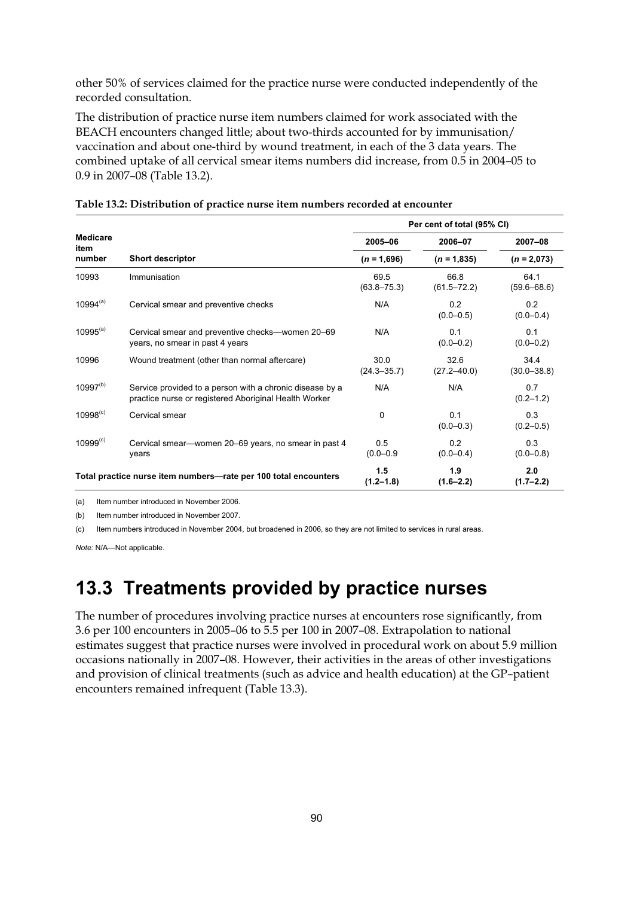other 50% of services claimed for the practice nurse were conducted independently of the recorded consultation.

The distribution of practice nurse item numbers claimed for work associated with the BEACH encounters changed little; about two-thirds accounted for by immunisation/ vaccination and about one-third by wound treatment, in each of the 3 data years. The combined uptake of all cervical smear items numbers did increase, from 0.5 in 2004–05 to 0.9 in 2007–08 (Table 13.2).

**Table 13.2: Distribution of practice nurse item numbers recorded at encounter**

| Medicare item number | Short descriptor | Per cent of total (95% CI) | | |
|---|---|---|---|---|
| | | 2005–06 | 2006–07 | 2007–08 |
| | | (*n* = 1,696) | (*n* = 1,835) | (*n* = 2,073) |
| 10993 | Immunisation | 69.5 (63.8–75.3) | 66.8 (61.5–72.2) | 64.1 (59.6–68.6) |
| 10994[(a)] | Cervical smear and preventive checks | N/A | 0.2 (0.0–0.5) | 0.2 (0.0–0.4) |
| 10995[(a)] | Cervical smear and preventive checks—women 20–69 years, no smear in past 4 years | N/A | 0.1 (0.0–0.2) | 0.1 (0.0–0.2) |
| 10996 | Wound treatment (other than normal aftercare) | 30.0 (24.3–35.7) | 32.6 (27.2–40.0) | 34.4 (30.0–38.8) |
| 10997[(b)] | Service provided to a person with a chronic disease by a practice nurse or registered Aboriginal Health Worker | N/A | N/A | 0.7 (0.2–1.2) |
| 10998[(c)] | Cervical smear | 0 | 0.1 (0.0–0.3) | 0.3 (0.2–0.5) |
| 10999[(c)] | Cervical smear—women 20–69 years, no smear in past 4 years | 0.5 (0.0–0.9 | 0.2 (0.0–0.4) | 0.3 (0.0–0.8) |
| **Total practice nurse item numbers—rate per 100 total encounters** | | **1.5 (1.2–1.8)** | **1.9 (1.6–2.2)** | **2.0 (1.7–2.2)** |

(a) Item number introduced in November 2006.

(b) Item number introduced in November 2007.

(c) Item numbers introduced in November 2004, but broadened in 2006, so they are not limited to services in rural areas.

*Note:* N/A—Not applicable.

## 13.3 Treatments provided by practice nurses

The number of procedures involving practice nurses at encounters rose significantly, from 3.6 per 100 encounters in 2005–06 to 5.5 per 100 in 2007–08. Extrapolation to national estimates suggest that practice nurses were involved in procedural work on about 5.9 million occasions nationally in 2007–08. However, their activities in the areas of other investigations and provision of clinical treatments (such as advice and health education) at the GP–patient encounters remained infrequent (Table 13.3).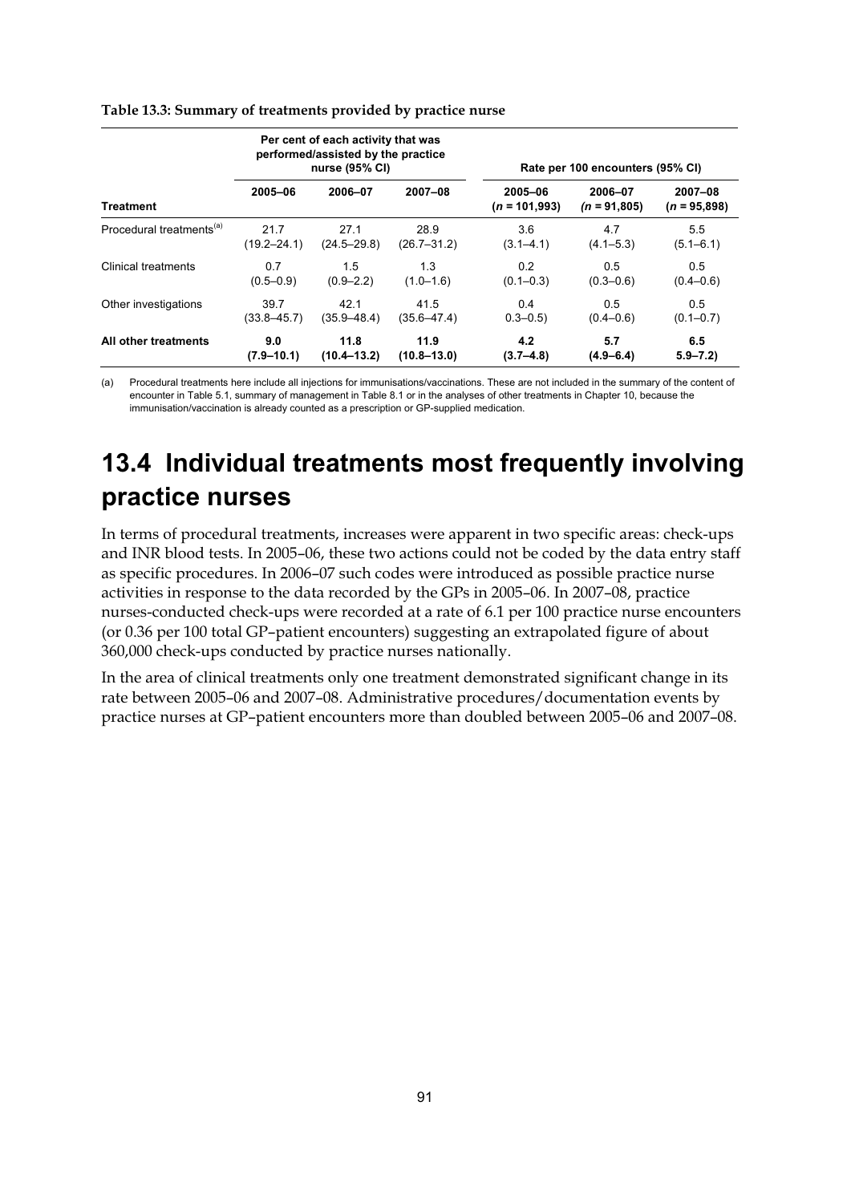**Table 13.3: Summary of treatments provided by practice nurse**

| | Per cent of each activity that was performed/assisted by the practice nurse (95% CI) | | | Rate per 100 encounters (95% CI) | | |
|---|---|---|---|---|---|---|
| **Treatment** | **2005–06** | **2006–07** | **2007–08** | **2005–06 (*n* = 101,993)** | **2006–07 (*n* = 91,805)** | **2007–08 (*n* = 95,898)** |
| Procedural treatments[(a)] | 21.7 (19.2–24.1) | 27.1 (24.5–29.8) | 28.9 (26.7–31.2) | 3.6 (3.1–4.1) | 4.7 (4.1–5.3) | 5.5 (5.1–6.1) |
| Clinical treatments | 0.7 (0.5–0.9) | 1.5 (0.9–2.2) | 1.3 (1.0–1.6) | 0.2 (0.1–0.3) | 0.5 (0.3–0.6) | 0.5 (0.4–0.6) |
| Other investigations | 39.7 (33.8–45.7) | 42.1 (35.9–48.4) | 41.5 (35.6–47.4) | 0.4 0.3–0.5) | 0.5 (0.4–0.6) | 0.5 (0.1–0.7) |
| **All other treatments** | **9.0 (7.9–10.1)** | **11.8 (10.4–13.2)** | **11.9 (10.8–13.0)** | **4.2 (3.7–4.8)** | **5.7 (4.9–6.4)** | **6.5 5.9–7.2)** |

(a) Procedural treatments here include all injections for immunisations/vaccinations. These are not included in the summary of the content of encounter in Table 5.1, summary of management in Table 8.1 or in the analyses of other treatments in Chapter 10, because the immunisation/vaccination is already counted as a prescription or GP-supplied medication.

# 13.4 Individual treatments most frequently involving practice nurses

In terms of procedural treatments, increases were apparent in two specific areas: check-ups and INR blood tests. In 2005–06, these two actions could not be coded by the data entry staff as specific procedures. In 2006–07 such codes were introduced as possible practice nurse activities in response to the data recorded by the GPs in 2005–06. In 2007–08, practice nurses-conducted check-ups were recorded at a rate of 6.1 per 100 practice nurse encounters (or 0.36 per 100 total GP–patient encounters) suggesting an extrapolated figure of about 360,000 check-ups conducted by practice nurses nationally.

In the area of clinical treatments only one treatment demonstrated significant change in its rate between 2005–06 and 2007–08. Administrative procedures/documentation events by practice nurses at GP–patient encounters more than doubled between 2005–06 and 2007–08.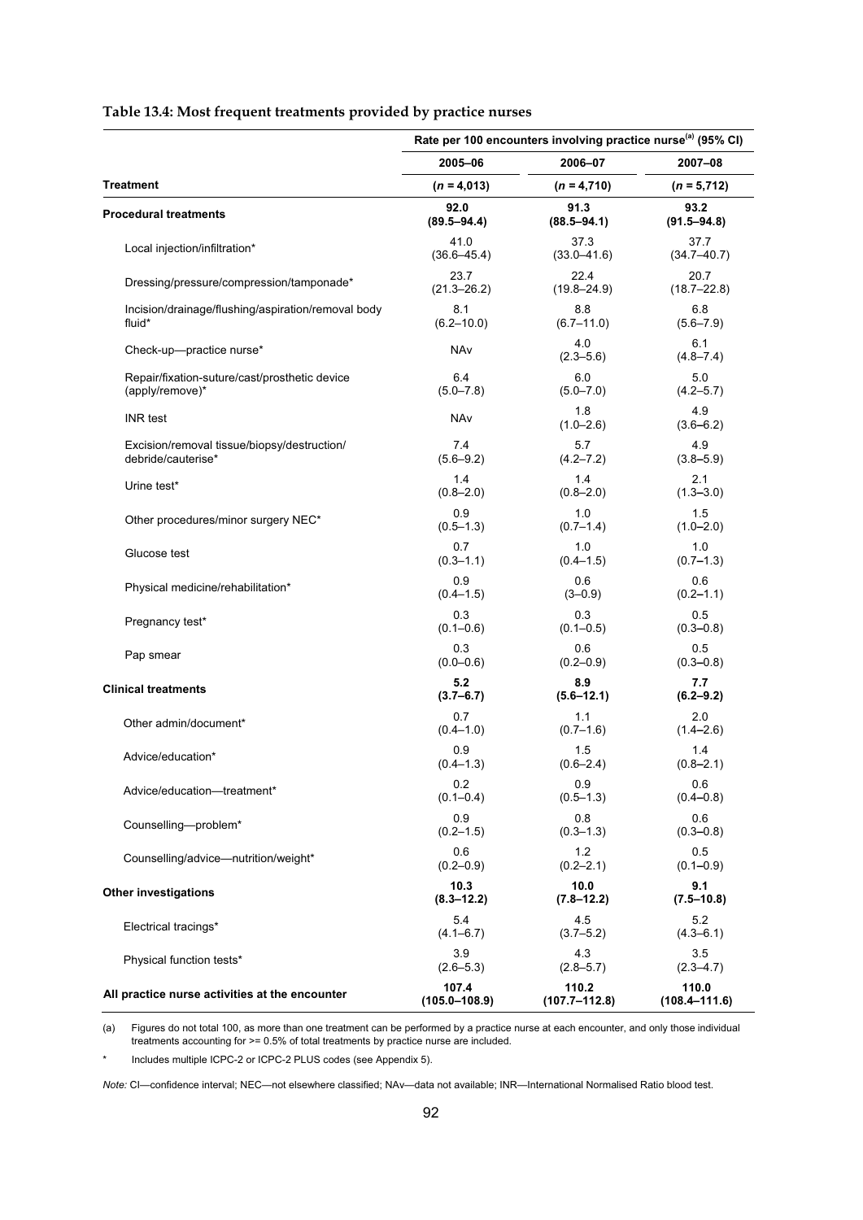**Table 13.4: Most frequent treatments provided by practice nurses**

| Treatment | Rate per 100 encounters involving practice nurse[(a)] (95% CI) | | |
|---|---|---|---|
| | 2005–06 | 2006–07 | 2007–08 |
| | (*n* = 4,013) | (*n* = 4,710) | (*n* = 5,712) |
| **Procedural treatments** | **92.0 (89.5–94.4)** | **91.3 (88.5–94.1)** | **93.2 (91.5–94.8)** |
| Local injection/infiltration* | 41.0 (36.6–45.4) | 37.3 (33.0–41.6) | 37.7 (34.7–40.7) |
| Dressing/pressure/compression/tamponade* | 23.7 (21.3–26.2) | 22.4 (19.8–24.9) | 20.7 (18.7–22.8) |
| Incision/drainage/flushing/aspiration/removal body fluid* | 8.1 (6.2–10.0) | 8.8 (6.7–11.0) | 6.8 (5.6–7.9) |
| Check-up—practice nurse* | NAv | 4.0 (2.3–5.6) | 6.1 (4.8–7.4) |
| Repair/fixation-suture/cast/prosthetic device (apply/remove)* | 6.4 (5.0–7.8) | 6.0 (5.0–7.0) | 5.0 (4.2–5.7) |
| INR test | NAv | 1.8 (1.0–2.6) | 4.9 (3.6–6.2) |
| Excision/removal tissue/biopsy/destruction/debride/cauterise* | 7.4 (5.6–9.2) | 5.7 (4.2–7.2) | 4.9 (3.8–5.9) |
| Urine test* | 1.4 (0.8–2.0) | 1.4 (0.8–2.0) | 2.1 (1.3–3.0) |
| Other procedures/minor surgery NEC* | 0.9 (0.5–1.3) | 1.0 (0.7–1.4) | 1.5 (1.0–2.0) |
| Glucose test | 0.7 (0.3–1.1) | 1.0 (0.4–1.5) | 1.0 (0.7–1.3) |
| Physical medicine/rehabilitation* | 0.9 (0.4–1.5) | 0.6 (3–0.9) | 0.6 (0.2–1.1) |
| Pregnancy test* | 0.3 (0.1–0.6) | 0.3 (0.1–0.5) | 0.5 (0.3–0.8) |
| Pap smear | 0.3 (0.0–0.6) | 0.6 (0.2–0.9) | 0.5 (0.3–0.8) |
| **Clinical treatments** | **5.2 (3.7–6.7)** | **8.9 (5.6–12.1)** | **7.7 (6.2–9.2)** |
| Other admin/document* | 0.7 (0.4–1.0) | 1.1 (0.7–1.6) | 2.0 (1.4–2.6) |
| Advice/education* | 0.9 (0.4–1.3) | 1.5 (0.6–2.4) | 1.4 (0.8–2.1) |
| Advice/education—treatment* | 0.2 (0.1–0.4) | 0.9 (0.5–1.3) | 0.6 (0.4–0.8) |
| Counselling—problem* | 0.9 (0.2–1.5) | 0.8 (0.3–1.3) | 0.6 (0.3–0.8) |
| Counselling/advice—nutrition/weight* | 0.6 (0.2–0.9) | 1.2 (0.2–2.1) | 0.5 (0.1–0.9) |
| **Other investigations** | **10.3 (8.3–12.2)** | **10.0 (7.8–12.2)** | **9.1 (7.5–10.8)** |
| Electrical tracings* | 5.4 (4.1–6.7) | 4.5 (3.7–5.2) | 5.2 (4.3–6.1) |
| Physical function tests* | 3.9 (2.6–5.3) | 4.3 (2.8–5.7) | 3.5 (2.3–4.7) |
| **All practice nurse activities at the encounter** | **107.4 (105.0–108.9)** | **110.2 (107.7–112.8)** | **110.0 (108.4–111.6)** |

(a) Figures do not total 100, as more than one treatment can be performed by a practice nurse at each encounter, and only those individual treatments accounting for >= 0.5% of total treatments by practice nurse are included.

\* Includes multiple ICPC-2 or ICPC-2 PLUS codes (see Appendix 5).

*Note:* CI—confidence interval; NEC—not elsewhere classified; NAv—data not available; INR—International Normalised Ratio blood test.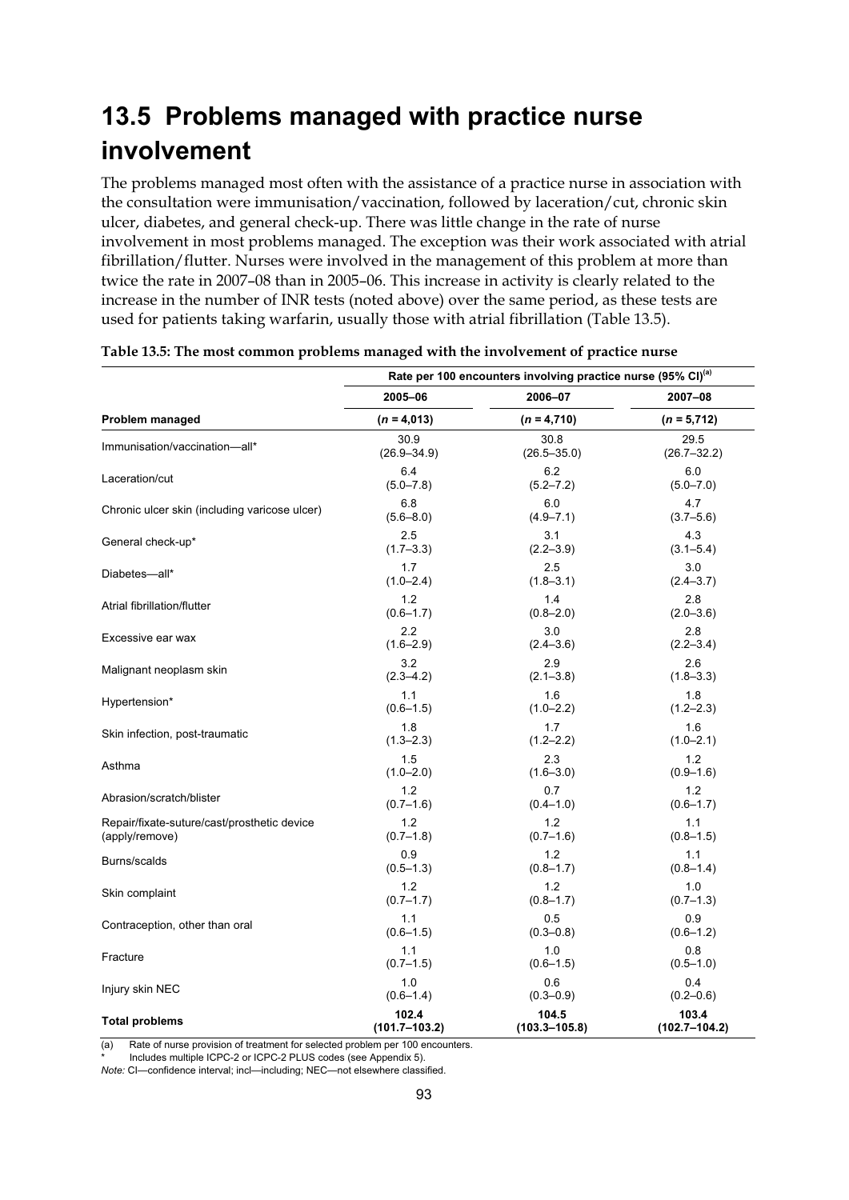# 13.5 Problems managed with practice nurse involvement

The problems managed most often with the assistance of a practice nurse in association with the consultation were immunisation/vaccination, followed by laceration/cut, chronic skin ulcer, diabetes, and general check-up. There was little change in the rate of nurse involvement in most problems managed. The exception was their work associated with atrial fibrillation/flutter. Nurses were involved in the management of this problem at more than twice the rate in 2007–08 than in 2005–06. This increase in activity is clearly related to the increase in the number of INR tests (noted above) over the same period, as these tests are used for patients taking warfarin, usually those with atrial fibrillation (Table 13.5).

**Table 13.5: The most common problems managed with the involvement of practice nurse**

| | Rate per 100 encounters involving practice nurse (95% CI)[(a)] | | |
|---|---|---|---|
| | 2005–06 | 2006–07 | 2007–08 |
| **Problem managed** | **(*n* = 4,013)** | **(*n* = 4,710)** | **(*n* = 5,712)** |
| Immunisation/vaccination—all* | 30.9 (26.9–34.9) | 30.8 (26.5–35.0) | 29.5 (26.7–32.2) |
| Laceration/cut | 6.4 (5.0–7.8) | 6.2 (5.2–7.2) | 6.0 (5.0–7.0) |
| Chronic ulcer skin (including varicose ulcer) | 6.8 (5.6–8.0) | 6.0 (4.9–7.1) | 4.7 (3.7–5.6) |
| General check-up* | 2.5 (1.7–3.3) | 3.1 (2.2–3.9) | 4.3 (3.1–5.4) |
| Diabetes—all* | 1.7 (1.0–2.4) | 2.5 (1.8–3.1) | 3.0 (2.4–3.7) |
| Atrial fibrillation/flutter | 1.2 (0.6–1.7) | 1.4 (0.8–2.0) | 2.8 (2.0–3.6) |
| Excessive ear wax | 2.2 (1.6–2.9) | 3.0 (2.4–3.6) | 2.8 (2.2–3.4) |
| Malignant neoplasm skin | 3.2 (2.3–4.2) | 2.9 (2.1–3.8) | 2.6 (1.8–3.3) |
| Hypertension* | 1.1 (0.6–1.5) | 1.6 (1.0–2.2) | 1.8 (1.2–2.3) |
| Skin infection, post-traumatic | 1.8 (1.3–2.3) | 1.7 (1.2–2.2) | 1.6 (1.0–2.1) |
| Asthma | 1.5 (1.0–2.0) | 2.3 (1.6–3.0) | 1.2 (0.9–1.6) |
| Abrasion/scratch/blister | 1.2 (0.7–1.6) | 0.7 (0.4–1.0) | 1.2 (0.6–1.7) |
| Repair/fixate-suture/cast/prosthetic device (apply/remove) | 1.2 (0.7–1.8) | 1.2 (0.7–1.6) | 1.1 (0.8–1.5) |
| Burns/scalds | 0.9 (0.5–1.3) | 1.2 (0.8–1.7) | 1.1 (0.8–1.4) |
| Skin complaint | 1.2 (0.7–1.7) | 1.2 (0.8–1.7) | 1.0 (0.7–1.3) |
| Contraception, other than oral | 1.1 (0.6–1.5) | 0.5 (0.3–0.8) | 0.9 (0.6–1.2) |
| Fracture | 1.1 (0.7–1.5) | 1.0 (0.6–1.5) | 0.8 (0.5–1.0) |
| Injury skin NEC | 1.0 (0.6–1.4) | 0.6 (0.3–0.9) | 0.4 (0.2–0.6) |
| **Total problems** | **102.4 (101.7–103.2)** | **104.5 (103.3–105.8)** | **103.4 (102.7–104.2)** |

(a) Rate of nurse provision of treatment for selected problem per 100 encounters.

\* Includes multiple ICPC-2 or ICPC-2 PLUS codes (see Appendix 5).

*Note:* CI—confidence interval; incl—including; NEC—not elsewhere classified.